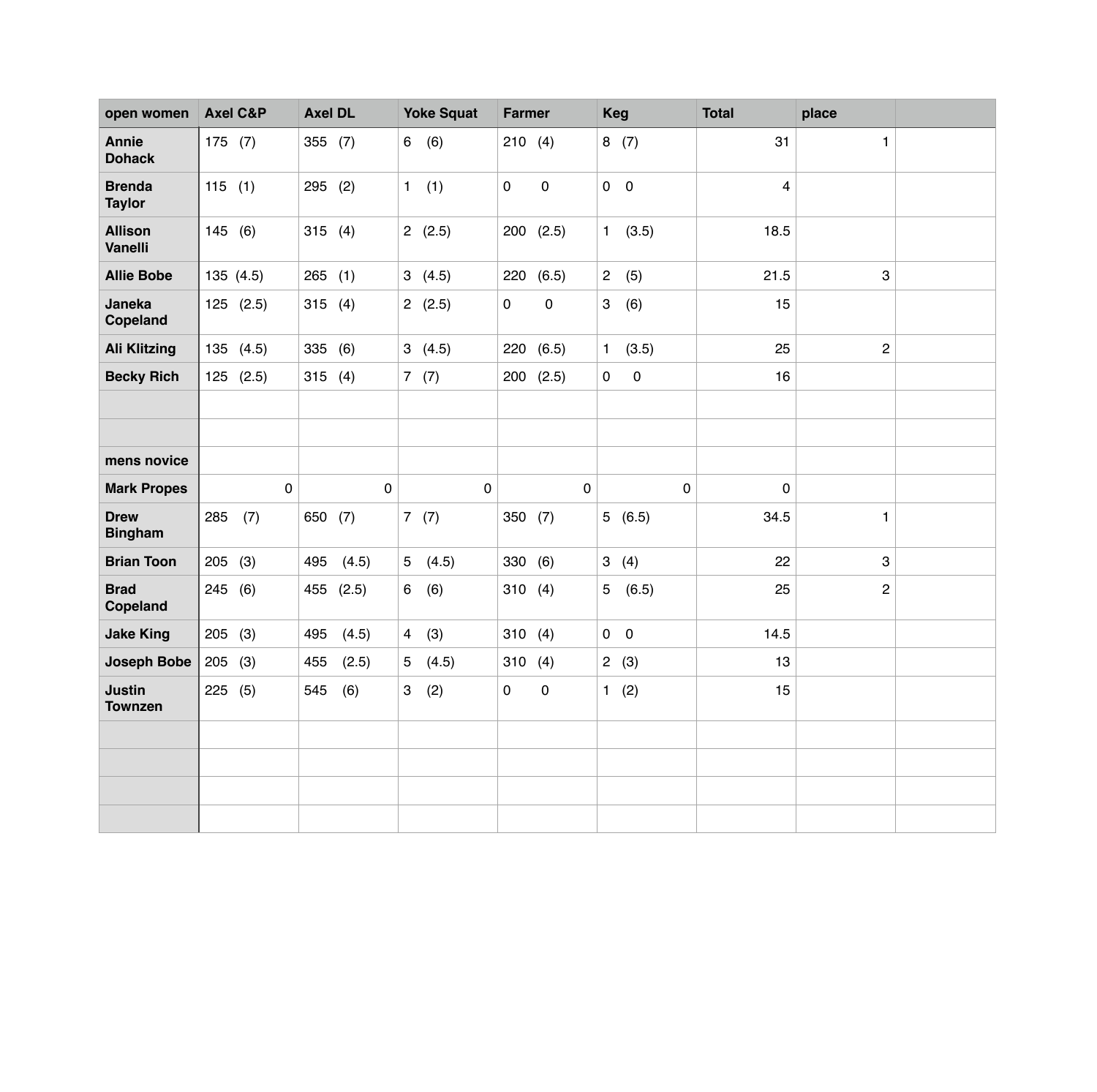| open women | Axel C&P | Axel DL | Yoke Squat | Farmer | Keg | Total | place | |
|---|---|---|---|---|---|---|---|---|
| Annie Dohack | 175 (7) | 355 (7) | 6 (6) | 210 (4) | 8 (7) | 31 | 1 | |
| Brenda Taylor | 115 (1) | 295 (2) | 1 (1) | 0 0 | 0 0 | 4 | | |
| Allison Vanelli | 145 (6) | 315 (4) | 2 (2.5) | 200 (2.5) | 1 (3.5) | 18.5 | | |
| Allie Bobe | 135 (4.5) | 265 (1) | 3 (4.5) | 220 (6.5) | 2 (5) | 21.5 | 3 | |
| Janeka Copeland | 125 (2.5) | 315 (4) | 2 (2.5) | 0 0 | 3 (6) | 15 | | |
| Ali Klitzing | 135 (4.5) | 335 (6) | 3 (4.5) | 220 (6.5) | 1 (3.5) | 25 | 2 | |
| Becky Rich | 125 (2.5) | 315 (4) | 7 (7) | 200 (2.5) | 0 0 | 16 | | |
| | | | | | | | | |
| | | | | | | | | |
| mens novice | | | | | | | | |
| Mark Propes | 0 | 0 | 0 | 0 | 0 | 0 | | |
| Drew Bingham | 285 (7) | 650 (7) | 7 (7) | 350 (7) | 5 (6.5) | 34.5 | 1 | |
| Brian Toon | 205 (3) | 495 (4.5) | 5 (4.5) | 330 (6) | 3 (4) | 22 | 3 | |
| Brad Copeland | 245 (6) | 455 (2.5) | 6 (6) | 310 (4) | 5 (6.5) | 25 | 2 | |
| Jake King | 205 (3) | 495 (4.5) | 4 (3) | 310 (4) | 0 0 | 14.5 | | |
| Joseph Bobe | 205 (3) | 455 (2.5) | 5 (4.5) | 310 (4) | 2 (3) | 13 | | |
| Justin Townzen | 225 (5) | 545 (6) | 3 (2) | 0 0 | 1 (2) | 15 | | |
| | | | | | | | | |
| | | | | | | | | |
| | | | | | | | | |
| | | | | | | | | |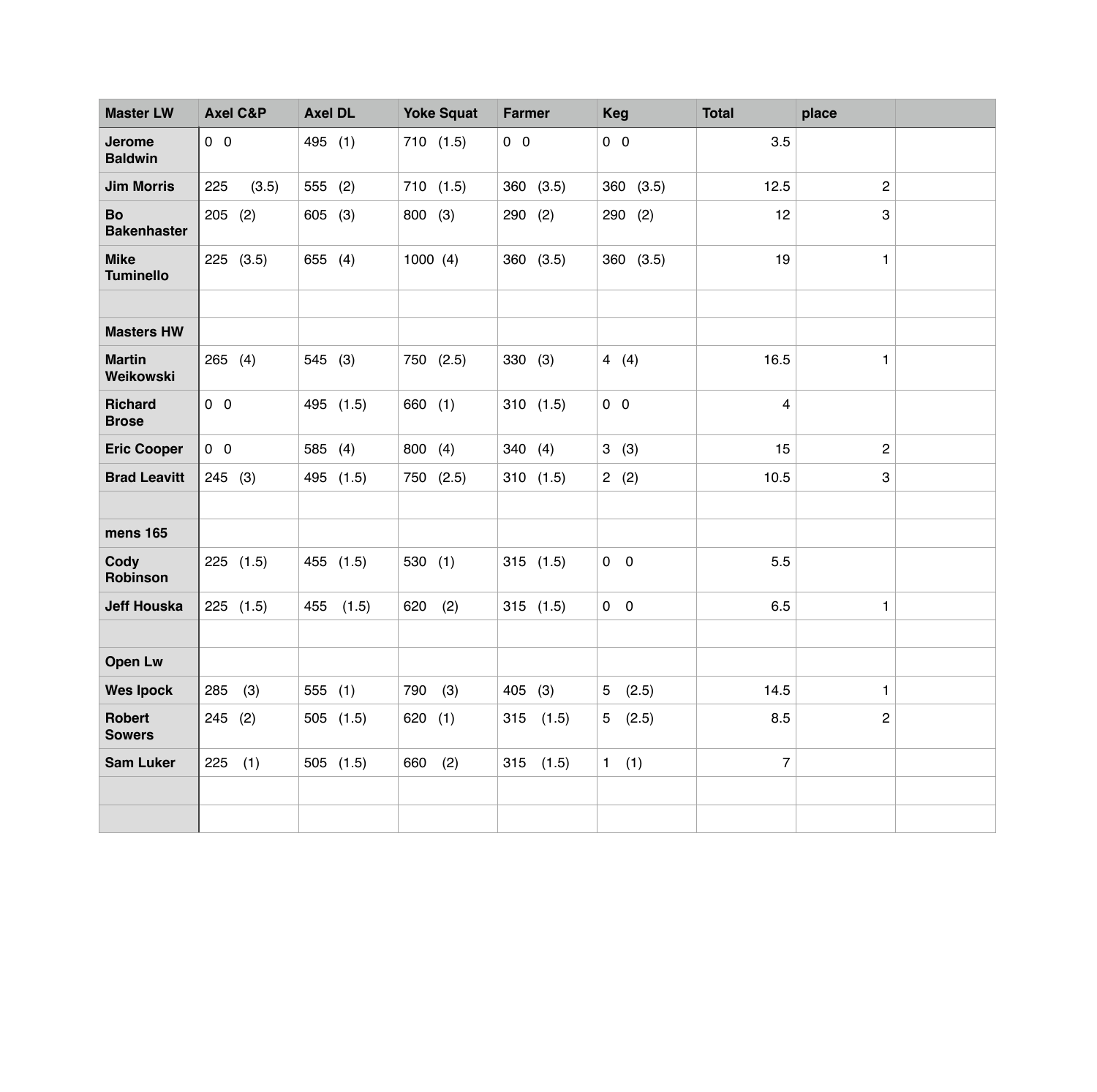| Master LW | Axel C&P | Axel DL | Yoke Squat | Farmer | Keg | Total | place | |
|---|---|---|---|---|---|---|---|---|
| Jerome Baldwin | 0 0 | 495 (1) | 710 (1.5) | 0 0 | 0 0 | 3.5 | | |
| Jim Morris | 225 (3.5) | 555 (2) | 710 (1.5) | 360 (3.5) | 360 (3.5) | 12.5 | 2 | |
| Bo Bakenhaster | 205 (2) | 605 (3) | 800 (3) | 290 (2) | 290 (2) | 12 | 3 | |
| Mike Tuminello | 225 (3.5) | 655 (4) | 1000 (4) | 360 (3.5) | 360 (3.5) | 19 | 1 | |
| | | | | | | | | |
| **Masters HW** | | | | | | | | |
| Martin Weikowski | 265 (4) | 545 (3) | 750 (2.5) | 330 (3) | 4 (4) | 16.5 | 1 | |
| Richard Brose | 0 0 | 495 (1.5) | 660 (1) | 310 (1.5) | 0 0 | 4 | | |
| Eric Cooper | 0 0 | 585 (4) | 800 (4) | 340 (4) | 3 (3) | 15 | 2 | |
| Brad Leavitt | 245 (3) | 495 (1.5) | 750 (2.5) | 310 (1.5) | 2 (2) | 10.5 | 3 | |
| | | | | | | | | |
| **mens 165** | | | | | | | | |
| Cody Robinson | 225 (1.5) | 455 (1.5) | 530 (1) | 315 (1.5) | 0 0 | 5.5 | | |
| Jeff Houska | 225 (1.5) | 455 (1.5) | 620 (2) | 315 (1.5) | 0 0 | 6.5 | 1 | |
| | | | | | | | | |
| **Open Lw** | | | | | | | | |
| Wes Ipock | 285 (3) | 555 (1) | 790 (3) | 405 (3) | 5 (2.5) | 14.5 | 1 | |
| Robert Sowers | 245 (2) | 505 (1.5) | 620 (1) | 315 (1.5) | 5 (2.5) | 8.5 | 2 | |
| Sam Luker | 225 (1) | 505 (1.5) | 660 (2) | 315 (1.5) | 1 (1) | 7 | | |
| | | | | | | | | |
| | | | | | | | | |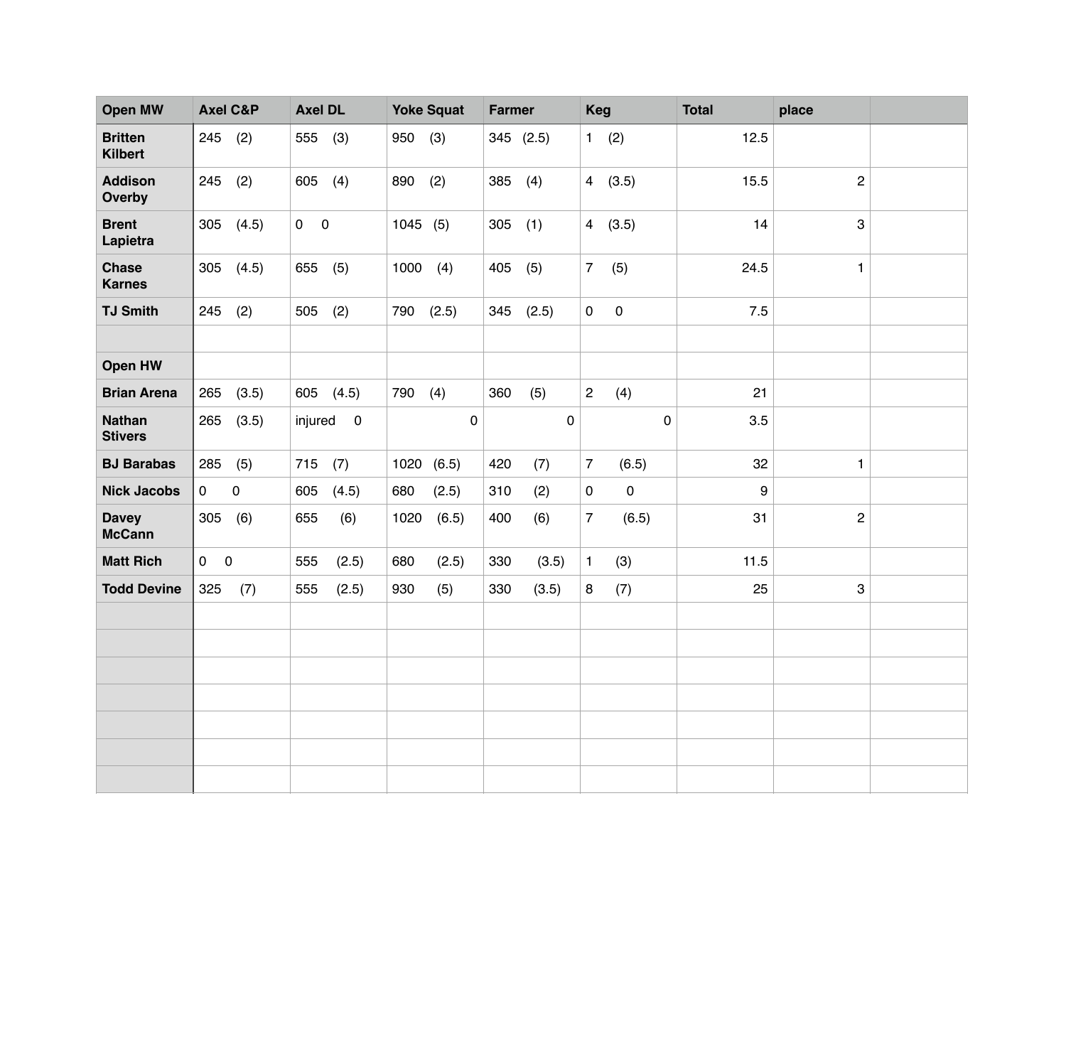| Open MW | Axel C&P | Axel DL | Yoke Squat | Farmer | Keg | Total | place | |
|---|---|---|---|---|---|---|---|---|
| Britten Kilbert | 245 (2) | 555 (3) | 950 (3) | 345 (2.5) | 1 (2) | 12.5 | | |
| Addison Overby | 245 (2) | 605 (4) | 890 (2) | 385 (4) | 4 (3.5) | 15.5 | 2 | |
| Brent Lapietra | 305 (4.5) | 0 0 | 1045 (5) | 305 (1) | 4 (3.5) | 14 | 3 | |
| Chase Karnes | 305 (4.5) | 655 (5) | 1000 (4) | 405 (5) | 7 (5) | 24.5 | 1 | |
| TJ Smith | 245 (2) | 505 (2) | 790 (2.5) | 345 (2.5) | 0 0 | 7.5 | | |
| | | | | | | | | |
| Open HW | | | | | | | | |
| Brian Arena | 265 (3.5) | 605 (4.5) | 790 (4) | 360 (5) | 2 (4) | 21 | | |
| Nathan Stivers | 265 (3.5) | injured 0 | 0 | 0 | 0 | 3.5 | | |
| BJ Barabas | 285 (5) | 715 (7) | 1020 (6.5) | 420 (7) | 7 (6.5) | 32 | 1 | |
| Nick Jacobs | 0 0 | 605 (4.5) | 680 (2.5) | 310 (2) | 0 0 | 9 | | |
| Davey McCann | 305 (6) | 655 (6) | 1020 (6.5) | 400 (6) | 7 (6.5) | 31 | 2 | |
| Matt Rich | 0 0 | 555 (2.5) | 680 (2.5) | 330 (3.5) | 1 (3) | 11.5 | | |
| Todd Devine | 325 (7) | 555 (2.5) | 930 (5) | 330 (3.5) | 8 (7) | 25 | 3 | |